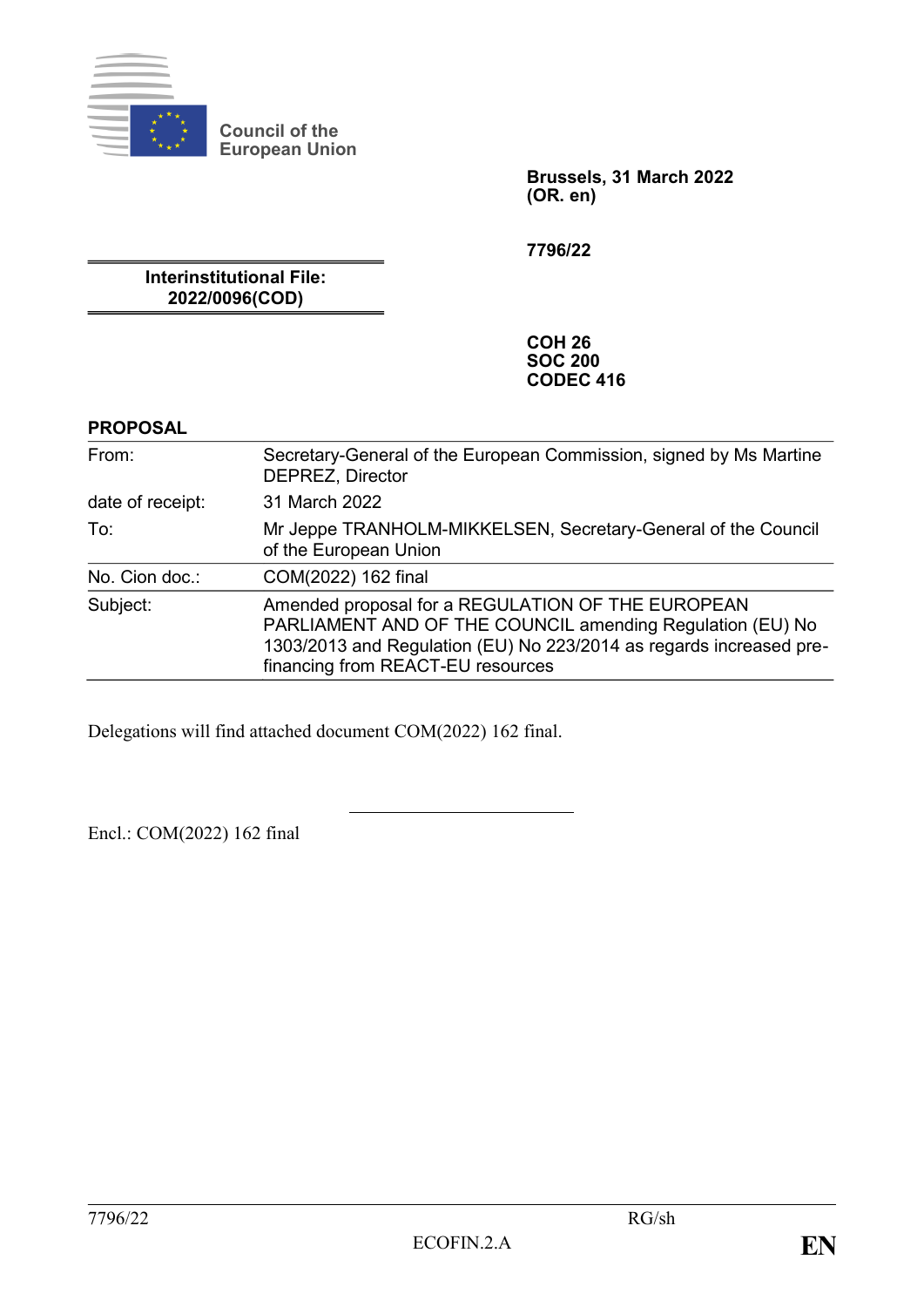Council of the European Union

**Brussels, 31 March 2022**
**(OR. en)**

**7796/22**

**Interinstitutional File:**
**2022/0096(COD)**

**COH 26**
**SOC 200**
**CODEC 416**

**PROPOSAL**

| | |
|---|---|
| From: | Secretary-General of the European Commission, signed by Ms Martine DEPREZ, Director |
| date of receipt: | 31 March 2022 |
| To: | Mr Jeppe TRANHOLM-MIKKELSEN, Secretary-General of the Council of the European Union |
| No. Cion doc.: | COM(2022) 162 final |
| Subject: | Amended proposal for a REGULATION OF THE EUROPEAN PARLIAMENT AND OF THE COUNCIL amending Regulation (EU) No 1303/2013 and Regulation (EU) No 223/2014 as regards increased pre-financing from REACT-EU resources |

Delegations will find attached document COM(2022) 162 final.

---

Encl.: COM(2022) 162 final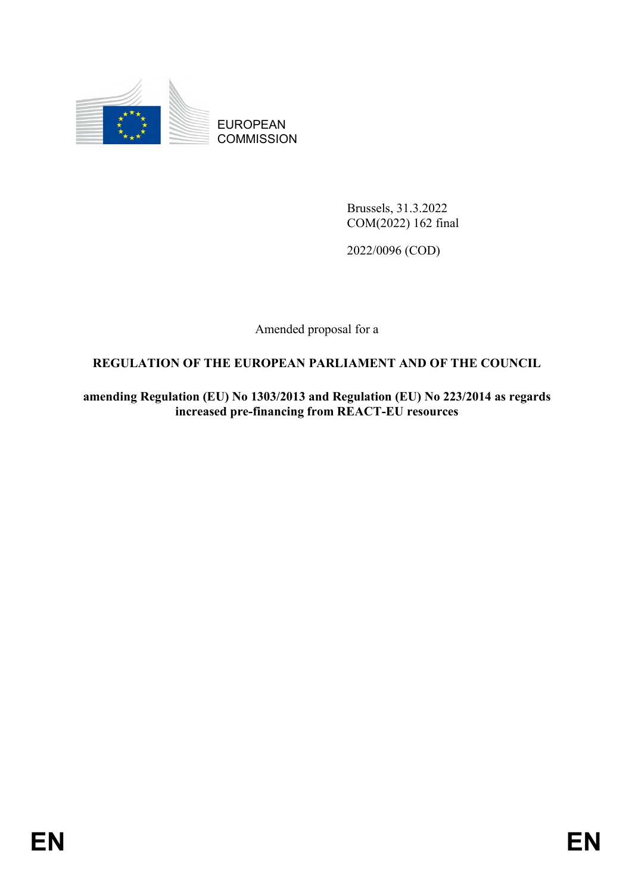EUROPEAN COMMISSION

Brussels, 31.3.2022
COM(2022) 162 final

2022/0096 (COD)

Amended proposal for a

**REGULATION OF THE EUROPEAN PARLIAMENT AND OF THE COUNCIL**

**amending Regulation (EU) No 1303/2013 and Regulation (EU) No 223/2014 as regards increased pre-financing from REACT-EU resources**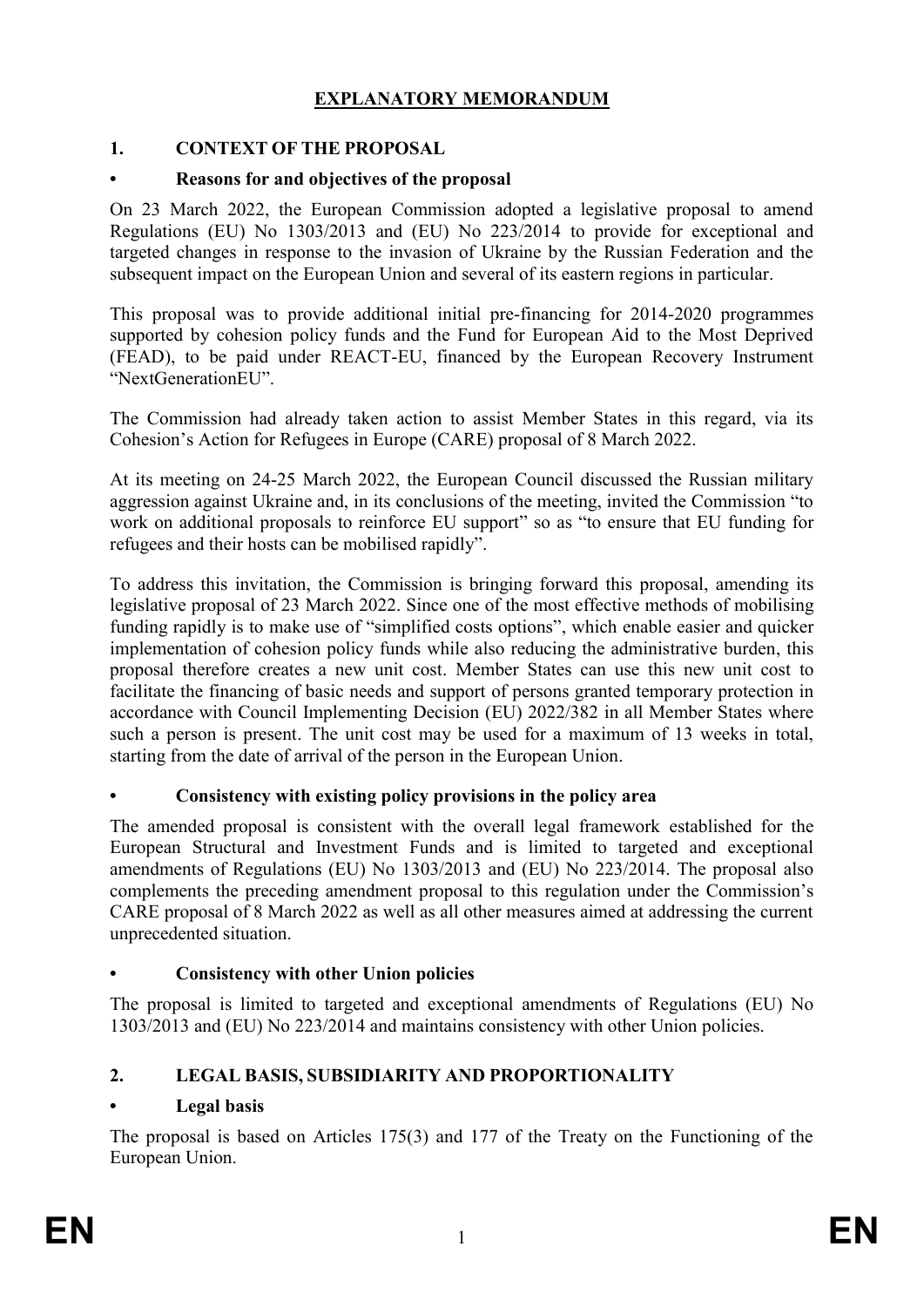# EXPLANATORY MEMORANDUM

## 1. CONTEXT OF THE PROPOSAL

### • Reasons for and objectives of the proposal

On 23 March 2022, the European Commission adopted a legislative proposal to amend Regulations (EU) No 1303/2013 and (EU) No 223/2014 to provide for exceptional and targeted changes in response to the invasion of Ukraine by the Russian Federation and the subsequent impact on the European Union and several of its eastern regions in particular.

This proposal was to provide additional initial pre-financing for 2014-2020 programmes supported by cohesion policy funds and the Fund for European Aid to the Most Deprived (FEAD), to be paid under REACT-EU, financed by the European Recovery Instrument "NextGenerationEU".

The Commission had already taken action to assist Member States in this regard, via its Cohesion's Action for Refugees in Europe (CARE) proposal of 8 March 2022.

At its meeting on 24-25 March 2022, the European Council discussed the Russian military aggression against Ukraine and, in its conclusions of the meeting, invited the Commission "to work on additional proposals to reinforce EU support" so as "to ensure that EU funding for refugees and their hosts can be mobilised rapidly".

To address this invitation, the Commission is bringing forward this proposal, amending its legislative proposal of 23 March 2022. Since one of the most effective methods of mobilising funding rapidly is to make use of "simplified costs options", which enable easier and quicker implementation of cohesion policy funds while also reducing the administrative burden, this proposal therefore creates a new unit cost. Member States can use this new unit cost to facilitate the financing of basic needs and support of persons granted temporary protection in accordance with Council Implementing Decision (EU) 2022/382 in all Member States where such a person is present. The unit cost may be used for a maximum of 13 weeks in total, starting from the date of arrival of the person in the European Union.

### • Consistency with existing policy provisions in the policy area

The amended proposal is consistent with the overall legal framework established for the European Structural and Investment Funds and is limited to targeted and exceptional amendments of Regulations (EU) No 1303/2013 and (EU) No 223/2014. The proposal also complements the preceding amendment proposal to this regulation under the Commission's CARE proposal of 8 March 2022 as well as all other measures aimed at addressing the current unprecedented situation.

### • Consistency with other Union policies

The proposal is limited to targeted and exceptional amendments of Regulations (EU) No 1303/2013 and (EU) No 223/2014 and maintains consistency with other Union policies.

## 2. LEGAL BASIS, SUBSIDIARITY AND PROPORTIONALITY

### • Legal basis

The proposal is based on Articles 175(3) and 177 of the Treaty on the Functioning of the European Union.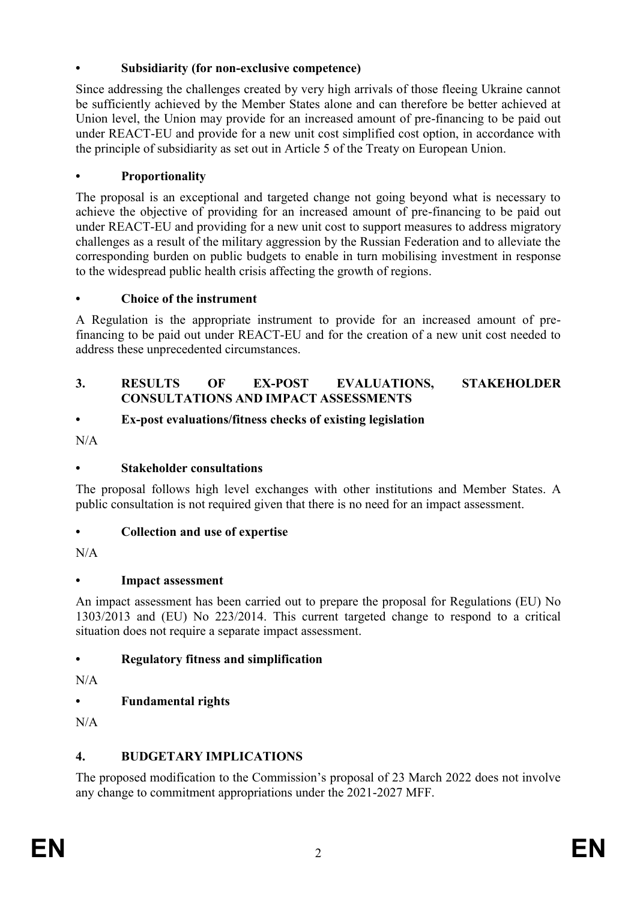- **Subsidiarity (for non-exclusive competence)**

Since addressing the challenges created by very high arrivals of those fleeing Ukraine cannot be sufficiently achieved by the Member States alone and can therefore be better achieved at Union level, the Union may provide for an increased amount of pre-financing to be paid out under REACT-EU and provide for a new unit cost simplified cost option, in accordance with the principle of subsidiarity as set out in Article 5 of the Treaty on European Union.

- **Proportionality**

The proposal is an exceptional and targeted change not going beyond what is necessary to achieve the objective of providing for an increased amount of pre-financing to be paid out under REACT-EU and providing for a new unit cost to support measures to address migratory challenges as a result of the military aggression by the Russian Federation and to alleviate the corresponding burden on public budgets to enable in turn mobilising investment in response to the widespread public health crisis affecting the growth of regions.

- **Choice of the instrument**

A Regulation is the appropriate instrument to provide for an increased amount of pre-financing to be paid out under REACT-EU and for the creation of a new unit cost needed to address these unprecedented circumstances.

## 3. RESULTS OF EX-POST EVALUATIONS, STAKEHOLDER CONSULTATIONS AND IMPACT ASSESSMENTS

- **Ex-post evaluations/fitness checks of existing legislation**

N/A

- **Stakeholder consultations**

The proposal follows high level exchanges with other institutions and Member States. A public consultation is not required given that there is no need for an impact assessment.

- **Collection and use of expertise**

N/A

- **Impact assessment**

An impact assessment has been carried out to prepare the proposal for Regulations (EU) No 1303/2013 and (EU) No 223/2014. This current targeted change to respond to a critical situation does not require a separate impact assessment.

- **Regulatory fitness and simplification**

N/A

- **Fundamental rights**

N/A

## 4. BUDGETARY IMPLICATIONS

The proposed modification to the Commission's proposal of 23 March 2022 does not involve any change to commitment appropriations under the 2021-2027 MFF.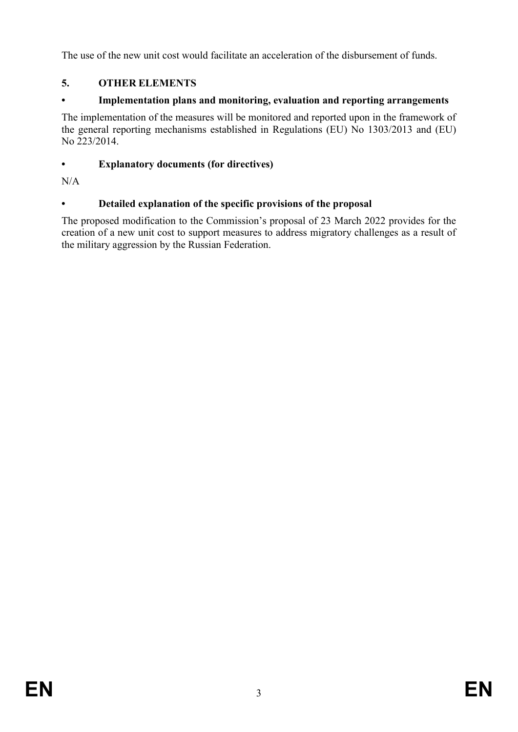The use of the new unit cost would facilitate an acceleration of the disbursement of funds.

## 5. OTHER ELEMENTS

### • Implementation plans and monitoring, evaluation and reporting arrangements

The implementation of the measures will be monitored and reported upon in the framework of the general reporting mechanisms established in Regulations (EU) No 1303/2013 and (EU) No 223/2014.

### • Explanatory documents (for directives)

N/A

### • Detailed explanation of the specific provisions of the proposal

The proposed modification to the Commission's proposal of 23 March 2022 provides for the creation of a new unit cost to support measures to address migratory challenges as a result of the military aggression by the Russian Federation.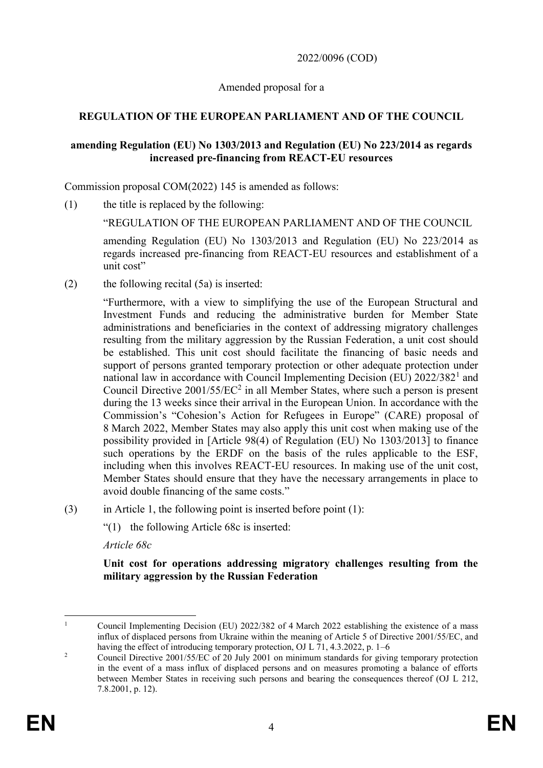2022/0096 (COD)

Amended proposal for a

**REGULATION OF THE EUROPEAN PARLIAMENT AND OF THE COUNCIL**

**amending Regulation (EU) No 1303/2013 and Regulation (EU) No 223/2014 as regards increased pre-financing from REACT-EU resources**

Commission proposal COM(2022) 145 is amended as follows:

(1) the title is replaced by the following:

"REGULATION OF THE EUROPEAN PARLIAMENT AND OF THE COUNCIL

amending Regulation (EU) No 1303/2013 and Regulation (EU) No 223/2014 as regards increased pre-financing from REACT-EU resources and establishment of a unit cost"

(2) the following recital (5a) is inserted:

"Furthermore, with a view to simplifying the use of the European Structural and Investment Funds and reducing the administrative burden for Member State administrations and beneficiaries in the context of addressing migratory challenges resulting from the military aggression by the Russian Federation, a unit cost should be established. This unit cost should facilitate the financing of basic needs and support of persons granted temporary protection or other adequate protection under national law in accordance with Council Implementing Decision (EU) 2022/382[1] and Council Directive 2001/55/EC[2] in all Member States, where such a person is present during the 13 weeks since their arrival in the European Union. In accordance with the Commission's "Cohesion's Action for Refugees in Europe" (CARE) proposal of 8 March 2022, Member States may also apply this unit cost when making use of the possibility provided in [Article 98(4) of Regulation (EU) No 1303/2013] to finance such operations by the ERDF on the basis of the rules applicable to the ESF, including when this involves REACT-EU resources. In making use of the unit cost, Member States should ensure that they have the necessary arrangements in place to avoid double financing of the same costs."

(3) in Article 1, the following point is inserted before point (1):

"(1) the following Article 68c is inserted:

*Article 68c*

**Unit cost for operations addressing migratory challenges resulting from the military aggression by the Russian Federation**

---

[1] Council Implementing Decision (EU) 2022/382 of 4 March 2022 establishing the existence of a mass influx of displaced persons from Ukraine within the meaning of Article 5 of Directive 2001/55/EC, and having the effect of introducing temporary protection, OJ L 71, 4.3.2022, p. 1–6

[2] Council Directive 2001/55/EC of 20 July 2001 on minimum standards for giving temporary protection in the event of a mass influx of displaced persons and on measures promoting a balance of efforts between Member States in receiving such persons and bearing the consequences thereof (OJ L 212, 7.8.2001, p. 12).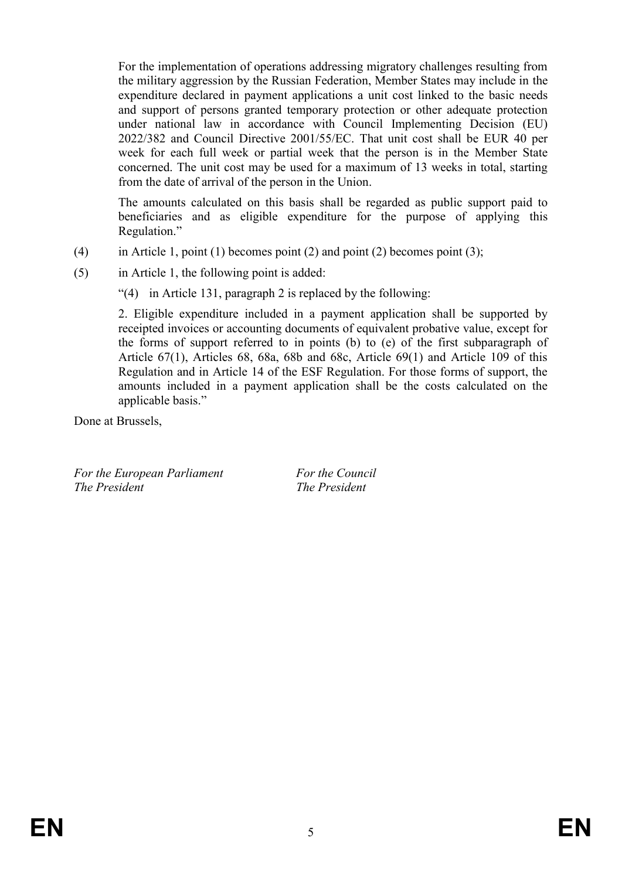For the implementation of operations addressing migratory challenges resulting from the military aggression by the Russian Federation, Member States may include in the expenditure declared in payment applications a unit cost linked to the basic needs and support of persons granted temporary protection or other adequate protection under national law in accordance with Council Implementing Decision (EU) 2022/382 and Council Directive 2001/55/EC. That unit cost shall be EUR 40 per week for each full week or partial week that the person is in the Member State concerned. The unit cost may be used for a maximum of 13 weeks in total, starting from the date of arrival of the person in the Union.

The amounts calculated on this basis shall be regarded as public support paid to beneficiaries and as eligible expenditure for the purpose of applying this Regulation."

(4) in Article 1, point (1) becomes point (2) and point (2) becomes point (3);

(5) in Article 1, the following point is added:

"(4) in Article 131, paragraph 2 is replaced by the following:

2. Eligible expenditure included in a payment application shall be supported by receipted invoices or accounting documents of equivalent probative value, except for the forms of support referred to in points (b) to (e) of the first subparagraph of Article 67(1), Articles 68, 68a, 68b and 68c, Article 69(1) and Article 109 of this Regulation and in Article 14 of the ESF Regulation. For those forms of support, the amounts included in a payment application shall be the costs calculated on the applicable basis."

Done at Brussels,

*For the European Parliament*
*The President*

*For the Council*
*The President*